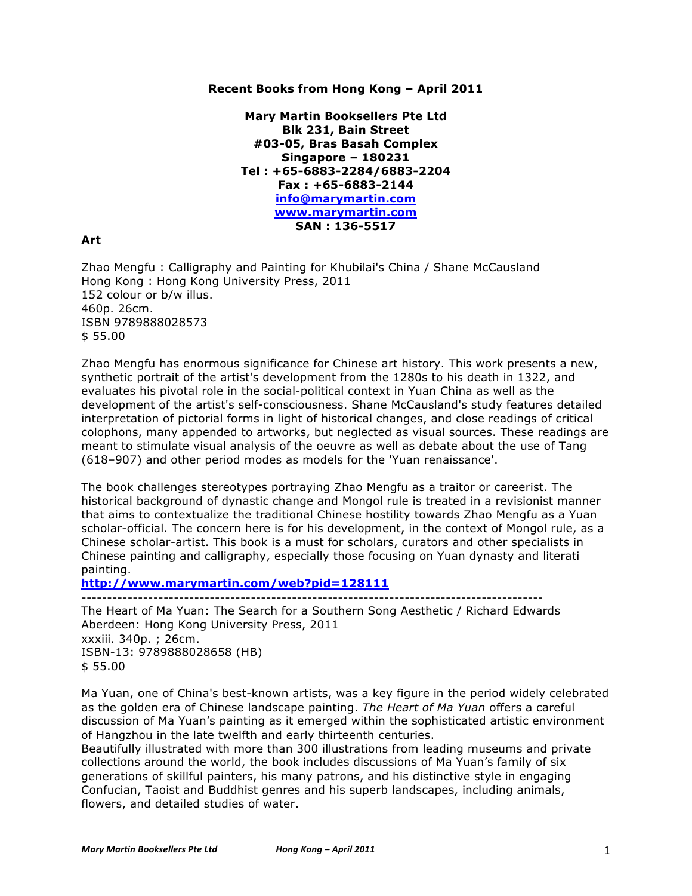**Recent Books from Hong Kong – April 2011**

**Mary Martin Booksellers Pte Ltd**
**Blk 231, Bain Street**
**#03-05, Bras Basah Complex**
**Singapore – 180231**
**Tel : +65-6883-2284/6883-2204**
**Fax : +65-6883-2144**
**info@marymartin.com**
**www.marymartin.com**
**SAN : 136-5517**

## Art

Zhao Mengfu : Calligraphy and Painting for Khubilai's China / Shane McCausland
Hong Kong : Hong Kong University Press, 2011
152 colour or b/w illus.
460p. 26cm.
ISBN 9789888028573
$ 55.00

Zhao Mengfu has enormous significance for Chinese art history. This work presents a new, synthetic portrait of the artist's development from the 1280s to his death in 1322, and evaluates his pivotal role in the social-political context in Yuan China as well as the development of the artist's self-consciousness. Shane McCausland's study features detailed interpretation of pictorial forms in light of historical changes, and close readings of critical colophons, many appended to artworks, but neglected as visual sources. These readings are meant to stimulate visual analysis of the oeuvre as well as debate about the use of Tang (618–907) and other period modes as models for the 'Yuan renaissance'.

The book challenges stereotypes portraying Zhao Mengfu as a traitor or careerist. The historical background of dynastic change and Mongol rule is treated in a revisionist manner that aims to contextualize the traditional Chinese hostility towards Zhao Mengfu as a Yuan scholar-official. The concern here is for his development, in the context of Mongol rule, as a Chinese scholar-artist. This book is a must for scholars, curators and other specialists in Chinese painting and calligraphy, especially those focusing on Yuan dynasty and literati painting.
**http://www.marymartin.com/web?pid=128111**

---

The Heart of Ma Yuan: The Search for a Southern Song Aesthetic / Richard Edwards
Aberdeen: Hong Kong University Press, 2011
xxxiii. 340p. ; 26cm.
ISBN-13: 9789888028658 (HB)
$ 55.00

Ma Yuan, one of China's best-known artists, was a key figure in the period widely celebrated as the golden era of Chinese landscape painting. *The Heart of Ma Yuan* offers a careful discussion of Ma Yuan's painting as it emerged within the sophisticated artistic environment of Hangzhou in the late twelfth and early thirteenth centuries.
Beautifully illustrated with more than 300 illustrations from leading museums and private collections around the world, the book includes discussions of Ma Yuan's family of six generations of skillful painters, his many patrons, and his distinctive style in engaging Confucian, Taoist and Buddhist genres and his superb landscapes, including animals, flowers, and detailed studies of water.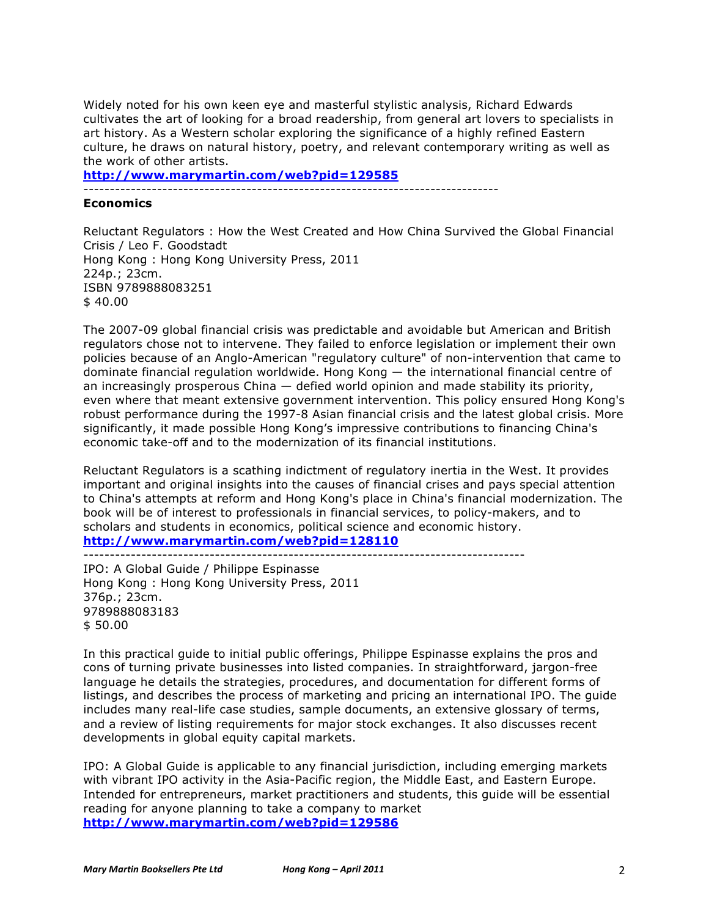Widely noted for his own keen eye and masterful stylistic analysis, Richard Edwards cultivates the art of looking for a broad readership, from general art lovers to specialists in art history. As a Western scholar exploring the significance of a highly refined Eastern culture, he draws on natural history, poetry, and relevant contemporary writing as well as the work of other artists.
**http://www.marymartin.com/web?pid=129585**

-------------------------------------------------------------------------------

**Economics**

Reluctant Regulators : How the West Created and How China Survived the Global Financial Crisis / Leo F. Goodstadt
Hong Kong : Hong Kong University Press, 2011
224p.; 23cm.
ISBN 9789888083251
$ 40.00

The 2007-09 global financial crisis was predictable and avoidable but American and British regulators chose not to intervene. They failed to enforce legislation or implement their own policies because of an Anglo-American "regulatory culture" of non-intervention that came to dominate financial regulation worldwide. Hong Kong — the international financial centre of an increasingly prosperous China — defied world opinion and made stability its priority, even where that meant extensive government intervention. This policy ensured Hong Kong's robust performance during the 1997-8 Asian financial crisis and the latest global crisis. More significantly, it made possible Hong Kong's impressive contributions to financing China's economic take-off and to the modernization of its financial institutions.

Reluctant Regulators is a scathing indictment of regulatory inertia in the West. It provides important and original insights into the causes of financial crises and pays special attention to China's attempts at reform and Hong Kong's place in China's financial modernization. The book will be of interest to professionals in financial services, to policy-makers, and to scholars and students in economics, political science and economic history.
**http://www.marymartin.com/web?pid=128110**

-----------------------------------------------------------------------------------

IPO: A Global Guide / Philippe Espinasse
Hong Kong : Hong Kong University Press, 2011
376p.; 23cm.
9789888083183
$ 50.00

In this practical guide to initial public offerings, Philippe Espinasse explains the pros and cons of turning private businesses into listed companies. In straightforward, jargon-free language he details the strategies, procedures, and documentation for different forms of listings, and describes the process of marketing and pricing an international IPO. The guide includes many real-life case studies, sample documents, an extensive glossary of terms, and a review of listing requirements for major stock exchanges. It also discusses recent developments in global equity capital markets.

IPO: A Global Guide is applicable to any financial jurisdiction, including emerging markets with vibrant IPO activity in the Asia-Pacific region, the Middle East, and Eastern Europe. Intended for entrepreneurs, market practitioners and students, this guide will be essential reading for anyone planning to take a company to market
**http://www.marymartin.com/web?pid=129586**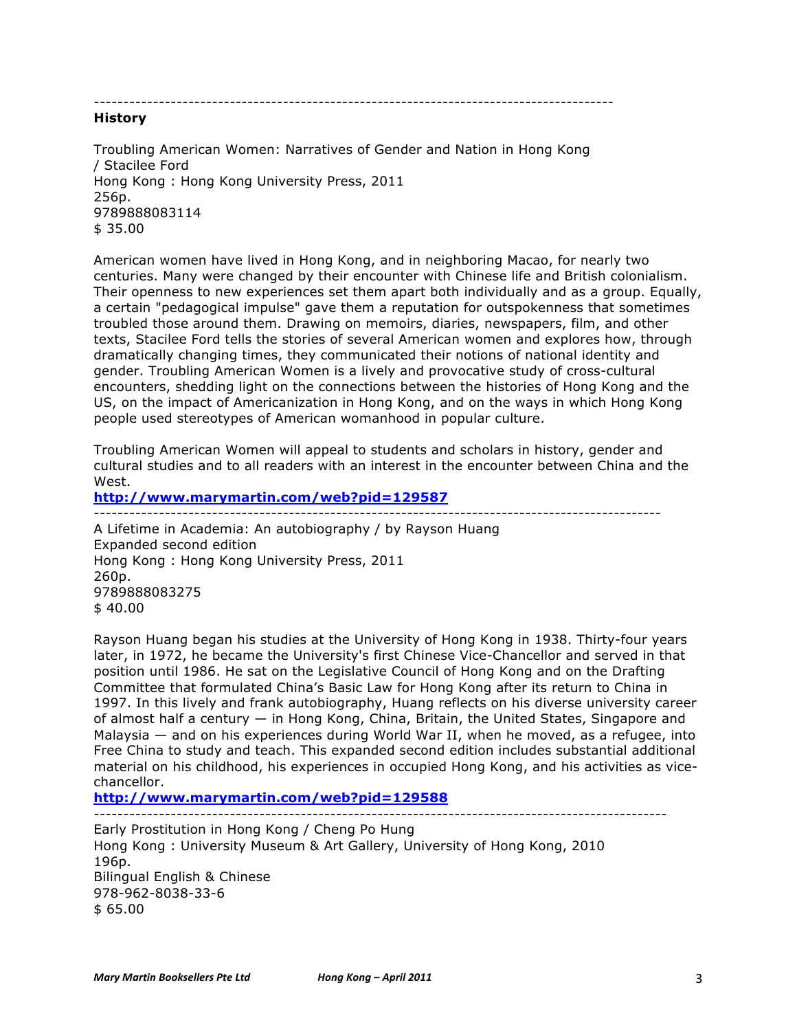---

**History**

Troubling American Women: Narratives of Gender and Nation in Hong Kong / Stacilee Ford
Hong Kong : Hong Kong University Press, 2011
256p.
9789888083114
$ 35.00

American women have lived in Hong Kong, and in neighboring Macao, for nearly two centuries. Many were changed by their encounter with Chinese life and British colonialism. Their openness to new experiences set them apart both individually and as a group. Equally, a certain "pedagogical impulse" gave them a reputation for outspokenness that sometimes troubled those around them. Drawing on memoirs, diaries, newspapers, film, and other texts, Stacilee Ford tells the stories of several American women and explores how, through dramatically changing times, they communicated their notions of national identity and gender. Troubling American Women is a lively and provocative study of cross-cultural encounters, shedding light on the connections between the histories of Hong Kong and the US, on the impact of Americanization in Hong Kong, and on the ways in which Hong Kong people used stereotypes of American womanhood in popular culture.

Troubling American Women will appeal to students and scholars in history, gender and cultural studies and to all readers with an interest in the encounter between China and the West.

**http://www.marymartin.com/web?pid=129587**

---

A Lifetime in Academia: An autobiography / by Rayson Huang
Expanded second edition
Hong Kong : Hong Kong University Press, 2011
260p.
9789888083275
$ 40.00

Rayson Huang began his studies at the University of Hong Kong in 1938. Thirty-four years later, in 1972, he became the University's first Chinese Vice-Chancellor and served in that position until 1986. He sat on the Legislative Council of Hong Kong and on the Drafting Committee that formulated China's Basic Law for Hong Kong after its return to China in 1997. In this lively and frank autobiography, Huang reflects on his diverse university career of almost half a century — in Hong Kong, China, Britain, the United States, Singapore and Malaysia — and on his experiences during World War II, when he moved, as a refugee, into Free China to study and teach. This expanded second edition includes substantial additional material on his childhood, his experiences in occupied Hong Kong, and his activities as vice-chancellor.

**http://www.marymartin.com/web?pid=129588**

---

Early Prostitution in Hong Kong / Cheng Po Hung
Hong Kong : University Museum & Art Gallery, University of Hong Kong, 2010
196p.
Bilingual English & Chinese
978-962-8038-33-6
$ 65.00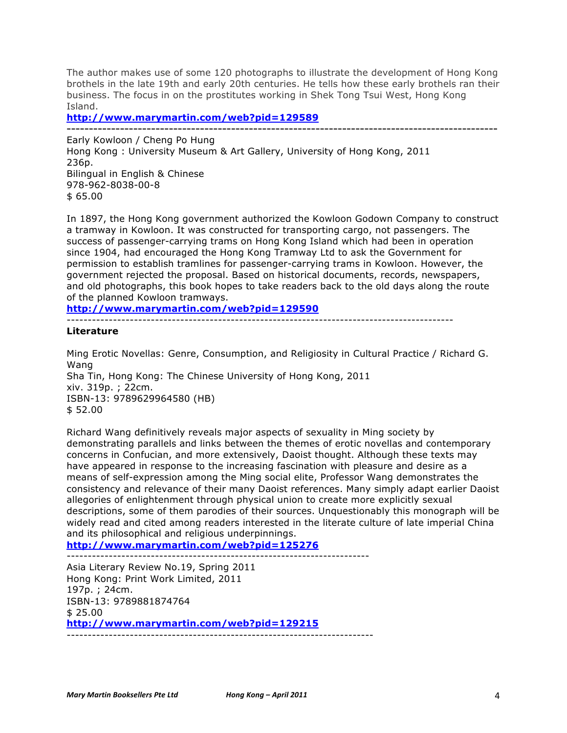The author makes use of some 120 photographs to illustrate the development of Hong Kong brothels in the late 19th and early 20th centuries. He tells how these early brothels ran their business. The focus in on the prostitutes working in Shek Tong Tsui West, Hong Kong Island.

**http://www.marymartin.com/web?pid=129589**

---

Early Kowloon / Cheng Po Hung
Hong Kong : University Museum & Art Gallery, University of Hong Kong, 2011
236p.
Bilingual in English & Chinese
978-962-8038-00-8
$ 65.00

In 1897, the Hong Kong government authorized the Kowloon Godown Company to construct a tramway in Kowloon. It was constructed for transporting cargo, not passengers. The success of passenger-carrying trams on Hong Kong Island which had been in operation since 1904, had encouraged the Hong Kong Tramway Ltd to ask the Government for permission to establish tramlines for passenger-carrying trams in Kowloon. However, the government rejected the proposal. Based on historical documents, records, newspapers, and old photographs, this book hopes to take readers back to the old days along the route of the planned Kowloon tramways.

**http://www.marymartin.com/web?pid=129590**

---

**Literature**

Ming Erotic Novellas: Genre, Consumption, and Religiosity in Cultural Practice / Richard G. Wang
Sha Tin, Hong Kong: The Chinese University of Hong Kong, 2011
xiv. 319p. ; 22cm.
ISBN-13: 9789629964580 (HB)
$ 52.00

Richard Wang definitively reveals major aspects of sexuality in Ming society by demonstrating parallels and links between the themes of erotic novellas and contemporary concerns in Confucian, and more extensively, Daoist thought. Although these texts may have appeared in response to the increasing fascination with pleasure and desire as a means of self-expression among the Ming social elite, Professor Wang demonstrates the consistency and relevance of their many Daoist references. Many simply adapt earlier Daoist allegories of enlightenment through physical union to create more explicitly sexual descriptions, some of them parodies of their sources. Unquestionably this monograph will be widely read and cited among readers interested in the literate culture of late imperial China and its philosophical and religious underpinnings.

**http://www.marymartin.com/web?pid=125276**

---

Asia Literary Review No.19, Spring 2011
Hong Kong: Print Work Limited, 2011
197p. ; 24cm.
ISBN-13: 9789881874764
$ 25.00

**http://www.marymartin.com/web?pid=129215**

---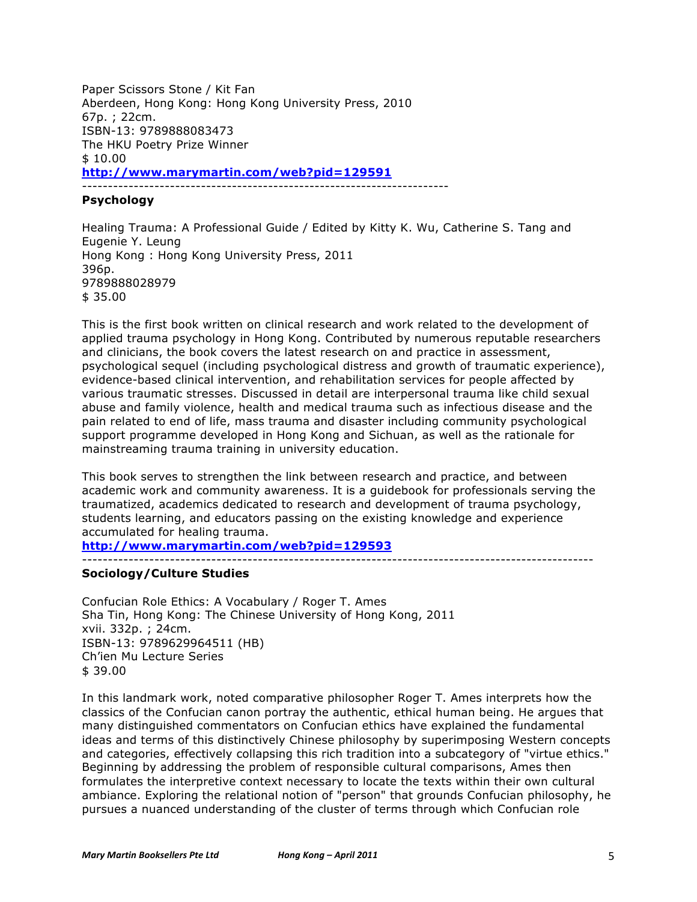Paper Scissors Stone / Kit Fan
Aberdeen, Hong Kong: Hong Kong University Press, 2010
67p. ; 22cm.
ISBN-13: 9789888083473
The HKU Poetry Prize Winner
$ 10.00
**http://www.marymartin.com/web?pid=129591**

---

**Psychology**

Healing Trauma: A Professional Guide / Edited by Kitty K. Wu, Catherine S. Tang and Eugenie Y. Leung
Hong Kong : Hong Kong University Press, 2011
396p.
9789888028979
$ 35.00

This is the first book written on clinical research and work related to the development of applied trauma psychology in Hong Kong. Contributed by numerous reputable researchers and clinicians, the book covers the latest research on and practice in assessment, psychological sequel (including psychological distress and growth of traumatic experience), evidence-based clinical intervention, and rehabilitation services for people affected by various traumatic stresses. Discussed in detail are interpersonal trauma like child sexual abuse and family violence, health and medical trauma such as infectious disease and the pain related to end of life, mass trauma and disaster including community psychological support programme developed in Hong Kong and Sichuan, as well as the rationale for mainstreaming trauma training in university education.

This book serves to strengthen the link between research and practice, and between academic work and community awareness. It is a guidebook for professionals serving the traumatized, academics dedicated to research and development of trauma psychology, students learning, and educators passing on the existing knowledge and experience accumulated for healing trauma.
**http://www.marymartin.com/web?pid=129593**

---

**Sociology/Culture Studies**

Confucian Role Ethics: A Vocabulary / Roger T. Ames
Sha Tin, Hong Kong: The Chinese University of Hong Kong, 2011
xvii. 332p. ; 24cm.
ISBN-13: 9789629964511 (HB)
Ch'ien Mu Lecture Series
$ 39.00

In this landmark work, noted comparative philosopher Roger T. Ames interprets how the classics of the Confucian canon portray the authentic, ethical human being. He argues that many distinguished commentators on Confucian ethics have explained the fundamental ideas and terms of this distinctively Chinese philosophy by superimposing Western concepts and categories, effectively collapsing this rich tradition into a subcategory of "virtue ethics." Beginning by addressing the problem of responsible cultural comparisons, Ames then formulates the interpretive context necessary to locate the texts within their own cultural ambiance. Exploring the relational notion of "person" that grounds Confucian philosophy, he pursues a nuanced understanding of the cluster of terms through which Confucian role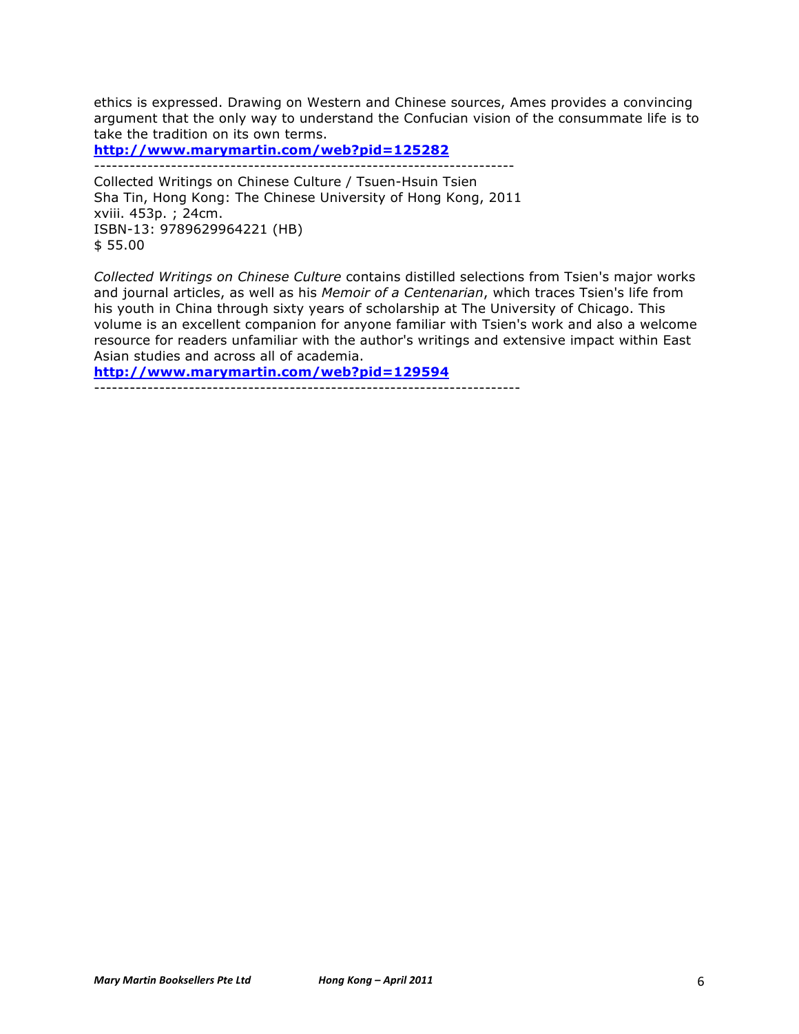ethics is expressed. Drawing on Western and Chinese sources, Ames provides a convincing argument that the only way to understand the Confucian vision of the consummate life is to take the tradition on its own terms.

**http://www.marymartin.com/web?pid=125282**

----------------------------------------------------------------------

Collected Writings on Chinese Culture / Tsuen-Hsuin Tsien
Sha Tin, Hong Kong: The Chinese University of Hong Kong, 2011
xviii. 453p. ; 24cm.
ISBN-13: 9789629964221 (HB)
$ 55.00

*Collected Writings on Chinese Culture* contains distilled selections from Tsien's major works and journal articles, as well as his *Memoir of a Centenarian*, which traces Tsien's life from his youth in China through sixty years of scholarship at The University of Chicago. This volume is an excellent companion for anyone familiar with Tsien's work and also a welcome resource for readers unfamiliar with the author's writings and extensive impact within East Asian studies and across all of academia.

**http://www.marymartin.com/web?pid=129594**

----------------------------------------------------------------------